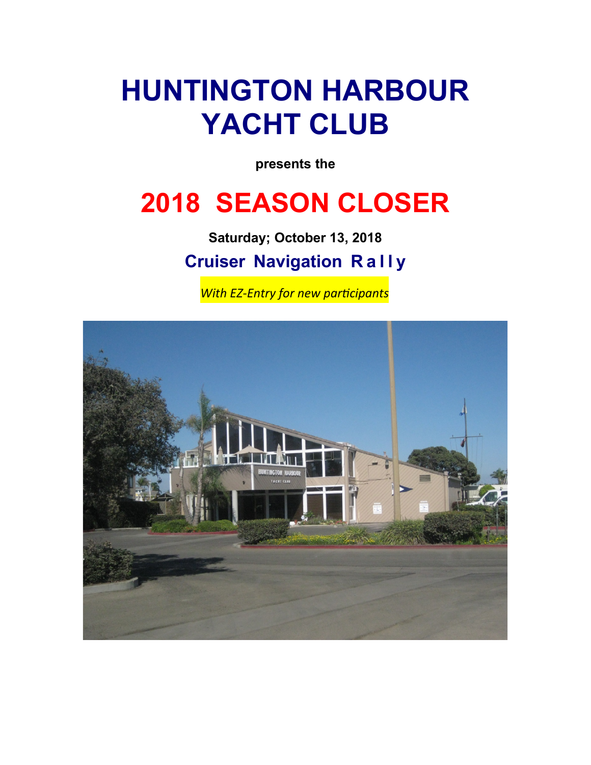# HUNTINGTON HARBOUR YACHT CLUB

**presents the**

# 2018 SEASON CLOSER

**Saturday; October 13, 2018**

## Cruiser Navigation Rally

*With EZ-Entry for new participants*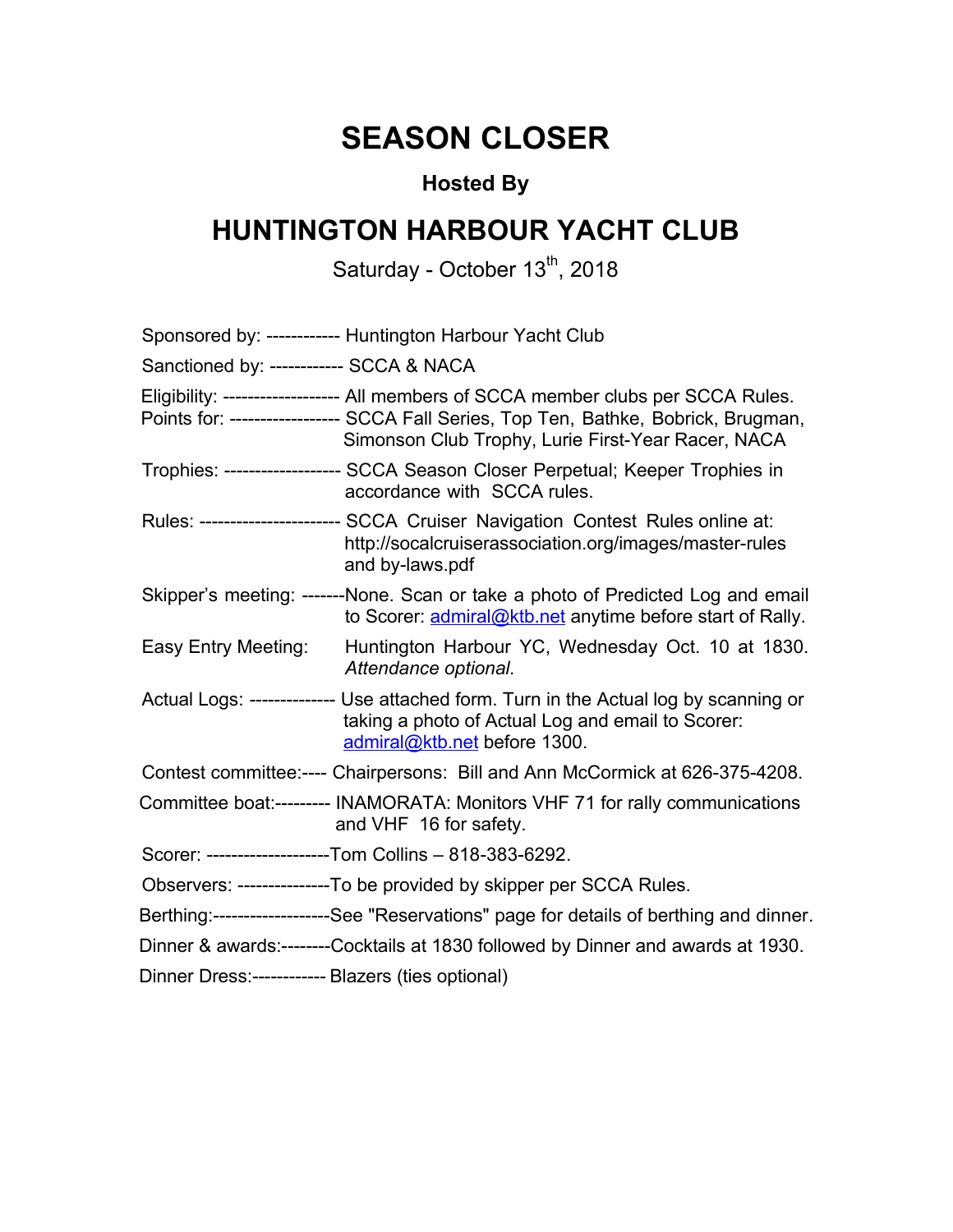# SEASON CLOSER

### Hosted By

## HUNTINGTON HARBOUR YACHT CLUB

Saturday - October 13th, 2018

Sponsored by: ------------ Huntington Harbour Yacht Club

Sanctioned by: ------------ SCCA & NACA

Eligibility: ------------------ All members of SCCA member clubs per SCCA Rules.
Points for: ----------------- SCCA Fall Series, Top Ten, Bathke, Bobrick, Brugman, Simonson Club Trophy, Lurie First-Year Racer, NACA

Trophies: ------------------ SCCA Season Closer Perpetual; Keeper Trophies in accordance with SCCA rules.

Rules: ---------------------- SCCA Cruiser Navigation Contest Rules online at: http://socalcruiserassociation.org/images/master-rules and by-laws.pdf

Skipper's meeting: -------None. Scan or take a photo of Predicted Log and email to Scorer: admiral@ktb.net anytime before start of Rally.

Easy Entry Meeting: Huntington Harbour YC, Wednesday Oct. 10 at 1830. *Attendance optional.*

Actual Logs: ------------- Use attached form. Turn in the Actual log by scanning or taking a photo of Actual Log and email to Scorer: admiral@ktb.net before 1300.

Contest committee:---- Chairpersons: Bill and Ann McCormick at 626-375-4208.

Committee boat:--------- INAMORATA: Monitors VHF 71 for rally communications and VHF 16 for safety.

Scorer: --------------------Tom Collins – 818-383-6292.

Observers: ---------------To be provided by skipper per SCCA Rules.

Berthing:-------------------See "Reservations" page for details of berthing and dinner.

Dinner & awards:--------Cocktails at 1830 followed by Dinner and awards at 1930.

Dinner Dress:------------ Blazers (ties optional)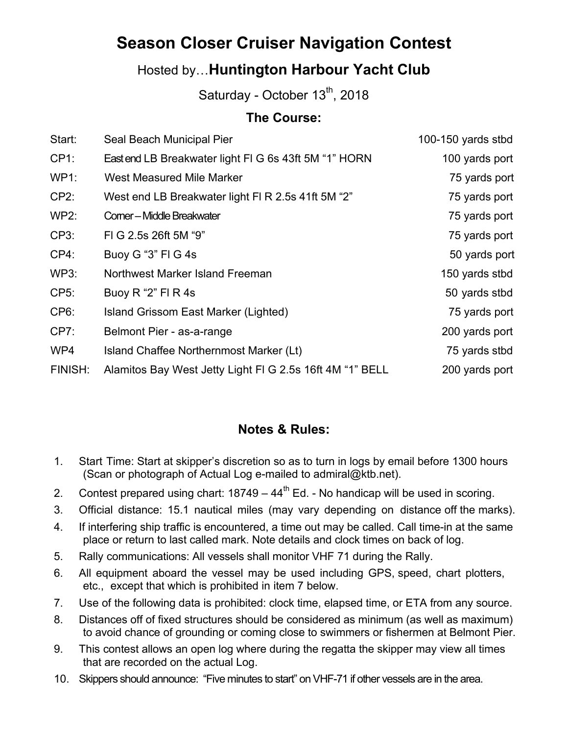# Season Closer Cruiser Navigation Contest

## Hosted by…**Huntington Harbour Yacht Club**

Saturday - October 13th, 2018

### The Course:

| | | |
|---|---|---|
| Start: | Seal Beach Municipal Pier | 100-150 yards stbd |
| CP1: | East end LB Breakwater light Fl G 6s 43ft 5M “1” HORN | 100 yards port |
| WP1: | West Measured Mile Marker | 75 yards port |
| CP2: | West end LB Breakwater light Fl R 2.5s 41ft 5M “2” | 75 yards port |
| WP2: | Corner – Middle Breakwater | 75 yards port |
| CP3: | Fl G 2.5s 26ft 5M “9” | 75 yards port |
| CP4: | Buoy G “3” Fl G 4s | 50 yards port |
| WP3: | Northwest Marker Island Freeman | 150 yards stbd |
| CP5: | Buoy R “2” Fl R 4s | 50 yards stbd |
| CP6: | Island Grissom East Marker (Lighted) | 75 yards port |
| CP7: | Belmont Pier - as-a-range | 200 yards port |
| WP4 | Island Chaffee Northernmost Marker (Lt) | 75 yards stbd |
| FINISH: | Alamitos Bay West Jetty Light Fl G 2.5s 16ft 4M “1” BELL | 200 yards port |

### Notes & Rules:

1. Start Time: Start at skipper’s discretion so as to turn in logs by email before 1300 hours (Scan or photograph of Actual Log e-mailed to admiral@ktb.net).
2. Contest prepared using chart: 18749 – 44th Ed. - No handicap will be used in scoring.
3. Official distance: 15.1 nautical miles (may vary depending on distance off the marks).
4. If interfering ship traffic is encountered, a time out may be called. Call time-in at the same place or return to last called mark. Note details and clock times on back of log.
5. Rally communications: All vessels shall monitor VHF 71 during the Rally.
6. All equipment aboard the vessel may be used including GPS, speed, chart plotters, etc., except that which is prohibited in item 7 below.
7. Use of the following data is prohibited: clock time, elapsed time, or ETA from any source.
8. Distances off of fixed structures should be considered as minimum (as well as maximum) to avoid chance of grounding or coming close to swimmers or fishermen at Belmont Pier.
9. This contest allows an open log where during the regatta the skipper may view all times that are recorded on the actual Log.
10. Skippers should announce: “Five minutes to start” on VHF-71 if other vessels are in the area.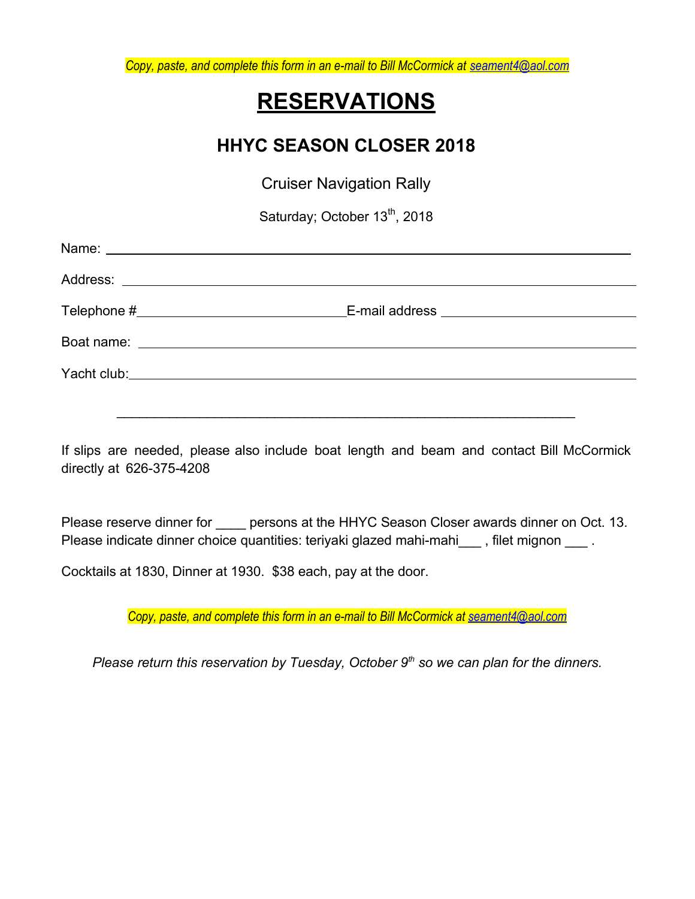*Copy, paste, and complete this form in an e-mail to Bill McCormick at seament4@aol.com*

# RESERVATIONS

## HHYC SEASON CLOSER 2018

Cruiser Navigation Rally

Saturday; October 13th, 2018

Name: ____________________________________________

Address: __________________________________________

Telephone #____________________________ E-mail address ___________________________

Boat name: ________________________________________

Yacht club:________________________________________

______________________________________________________________

If slips are needed, please also include boat length and beam and contact Bill McCormick directly at 626-375-4208

Please reserve dinner for ____ persons at the HHYC Season Closer awards dinner on Oct. 13. Please indicate dinner choice quantities: teriyaki glazed mahi-mahi___ , filet mignon ___ .

Cocktails at 1830, Dinner at 1930. $38 each, pay at the door.

*Copy, paste, and complete this form in an e-mail to Bill McCormick at seament4@aol.com*

*Please return this reservation by Tuesday, October 9th so we can plan for the dinners.*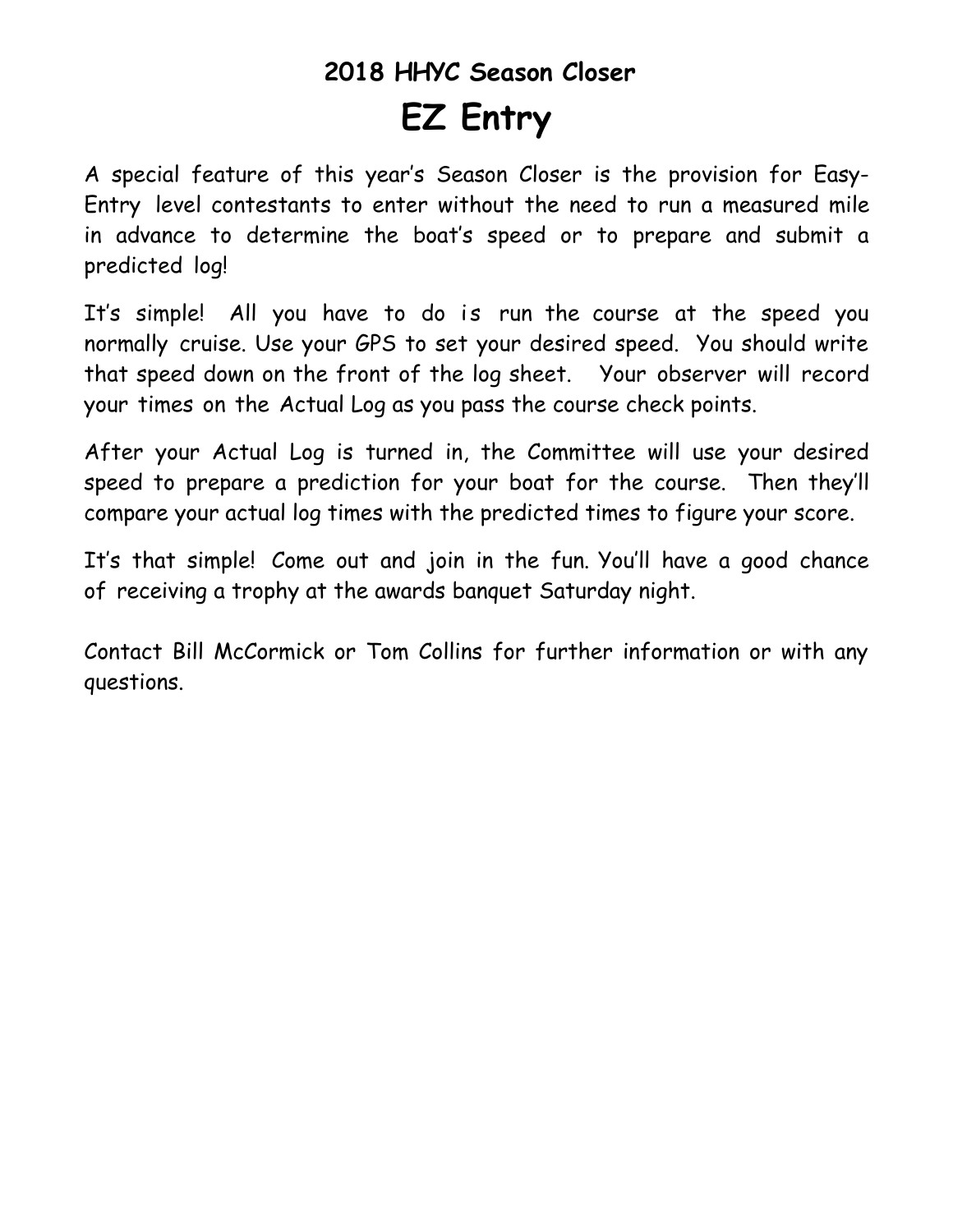## 2018 HHYC Season Closer

# EZ Entry

A special feature of this year's Season Closer is the provision for Easy-Entry level contestants to enter without the need to run a measured mile in advance to determine the boat's speed or to prepare and submit a predicted log!

It's simple! All you have to do is run the course at the speed you normally cruise. Use your GPS to set your desired speed. You should write that speed down on the front of the log sheet. Your observer will record your times on the Actual Log as you pass the course check points.

After your Actual Log is turned in, the Committee will use your desired speed to prepare a prediction for your boat for the course. Then they'll compare your actual log times with the predicted times to figure your score.

It's that simple! Come out and join in the fun. You'll have a good chance of receiving a trophy at the awards banquet Saturday night.

Contact Bill McCormick or Tom Collins for further information or with any questions.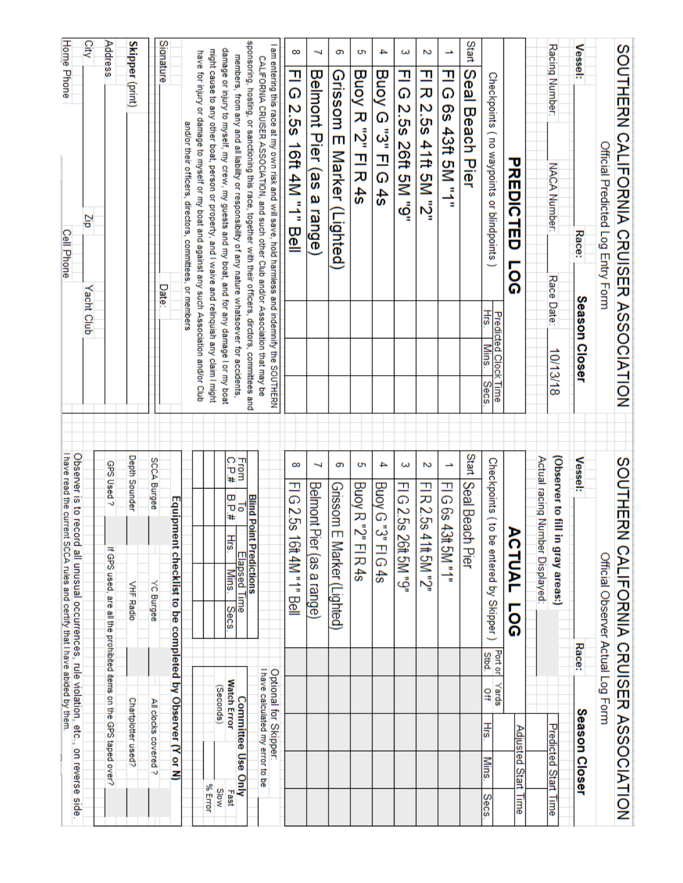# SOUTHERN CALIFORNIA CRUISER ASSOCIATION

Official Predicted Log Entry Form

**Vessel:** **Race:** **Season Closer**

Racing Number: NACA Number: Race Date: 10/13/18

## PREDICTED LOG

| Checkpoints ( no waypoints or blindpoints ) | Predicted Clock Time | | |
|---|---|---|---|
| | Hrs. | Mins. | Secs. |
| Start Seal Beach Pier | | | |
| 1 Fl G 6s 43ft 5M "1" | | | |
| 2 Fl R 2.5s 41ft 5M "2" | | | |
| 3 Fl G 2.5s 26ft 5M "9" | | | |
| 4 Buoy G "3" Fl G 4s | | | |
| 5 Buoy R "2" Fl R 4s | | | |
| 6 Grissom E Marker (Lighted) | | | |
| 7 Belmont Pier (as a range) | | | |
| 8 Fl G 2.5s 16ft 4M "1" Bell | | | |

I am entering this race at my own risk and will save, hold harmless and indemnify the SOUTHERN CALIFORNIA CRUISER ASSOCIATION, and such other Club and/or Association that may be sponsoring, hosting, or sanctioning this race, together with their officers, directors, committees and members, from any and all liability or responsibility of any nature whatsoever for accidents, damage or injury to myself, my crew, my guests and my boat, and for any damage I or my boat might cause to any other boat, person or property, and I waive and relinquish any claim I might have for injury or damage to myself or my boat and against any such Association and/or Club and/or their officers, directors, committees, or members

Signature Date:

**Skipper** (print)

Address

City Zip Yacht Club

Home Phone Cell Phone

# SOUTHERN CALIFORNIA CRUISER ASSOCIATION

Official Observer Actual Log Form

**Vessel:** **Race:** **Season Closer**

**(Observer to fill in gray areas:)**

Actual racing Number Displayed: Predicted Start Time

Adjusted Start Time

## ACTUAL LOG

| Checkpoints ( to be entered by Skipper ) | Port or Stbd. | Yards Off | Hrs. | Mins. | Secs. |
|---|---|---|---|---|---|
| Start Seal Beach Pier | | | | | |
| 1 Fl G 6s 43ft 5M "1" | | | | | |
| 2 Fl R 2.5s 41ft 5M "2" | | | | | |
| 3 Fl G 2.5s 26ft 5M "9" | | | | | |
| 4 Buoy G "3" Fl G 4s | | | | | |
| 5 Buoy R "2" Fl R 4s | | | | | |
| 6 Grissom E Marker (Lighted) | | | | | |
| 7 Belmont Pier (as a range) | | | | | |
| 8 Fl G 2.5s 16ft 4M "1" Bell | | | | | |

**Blind Point Predictions**

| From C.P.# | To B.P.# | Elapsed Time Hrs. | Mins. | Secs. |
|---|---|---|---|---|
| | | | | |
| | | | | |

Optional for Skipper:
I have calculated my error to be

**Committee Use Only**

**Watch Error** (Seconds) Fast / Slow

% Error

**Equipment checklist to be completed by Observer (Y or N)**

| | | | | | |
|---|---|---|---|---|---|
| SCCA Burgee | | YC Burgee | | All clocks covered ? | |
| Depth Sounder | | VHF Radio | | Chartplotter used? | |
| GPS Used ? | | If GPS used, are all the prohibited items on the GPS taped over? | | | |

Observer is to record all unusual occurrences, rule violation, etc., on reverse side.
I have read the current SCCA rules and certify that I have abided by them.